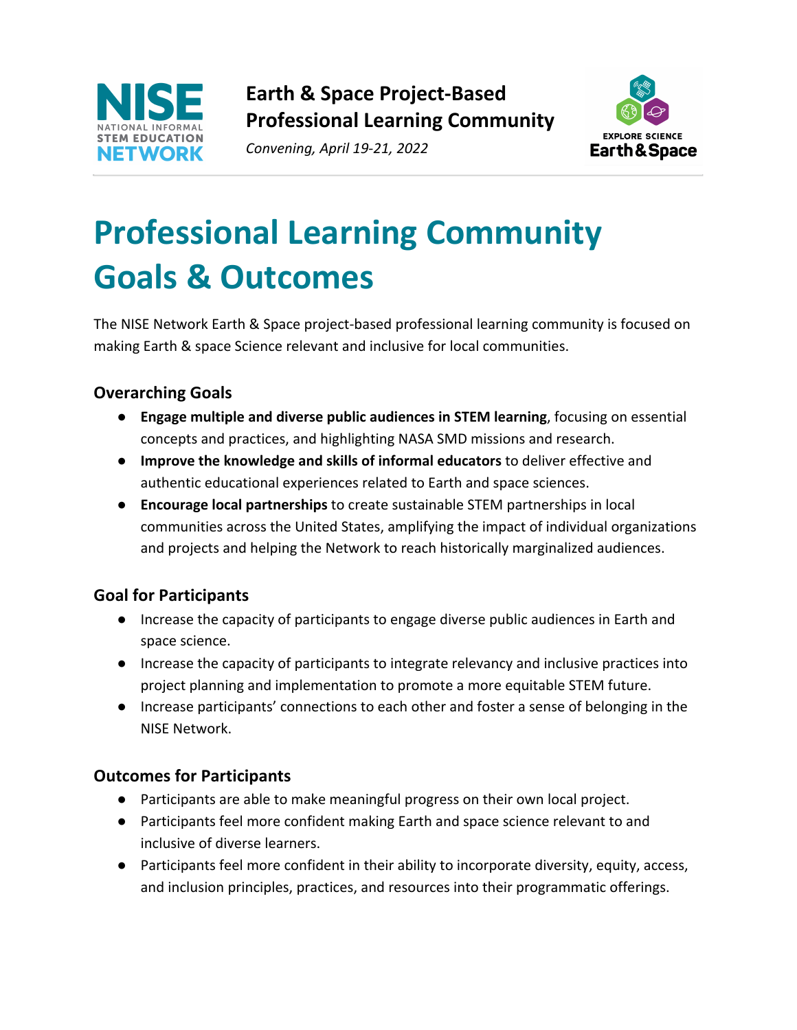**Earth & Space Project-Based Professional Learning Community**

*Convening, April 19-21, 2022*

# Professional Learning Community Goals & Outcomes

The NISE Network Earth & Space project-based professional learning community is focused on making Earth & space Science relevant and inclusive for local communities.

## Overarching Goals

- **Engage multiple and diverse public audiences in STEM learning**, focusing on essential concepts and practices, and highlighting NASA SMD missions and research.
- **Improve the knowledge and skills of informal educators** to deliver effective and authentic educational experiences related to Earth and space sciences.
- **Encourage local partnerships** to create sustainable STEM partnerships in local communities across the United States, amplifying the impact of individual organizations and projects and helping the Network to reach historically marginalized audiences.

## Goal for Participants

- Increase the capacity of participants to engage diverse public audiences in Earth and space science.
- Increase the capacity of participants to integrate relevancy and inclusive practices into project planning and implementation to promote a more equitable STEM future.
- Increase participants' connections to each other and foster a sense of belonging in the NISE Network.

## Outcomes for Participants

- Participants are able to make meaningful progress on their own local project.
- Participants feel more confident making Earth and space science relevant to and inclusive of diverse learners.
- Participants feel more confident in their ability to incorporate diversity, equity, access, and inclusion principles, practices, and resources into their programmatic offerings.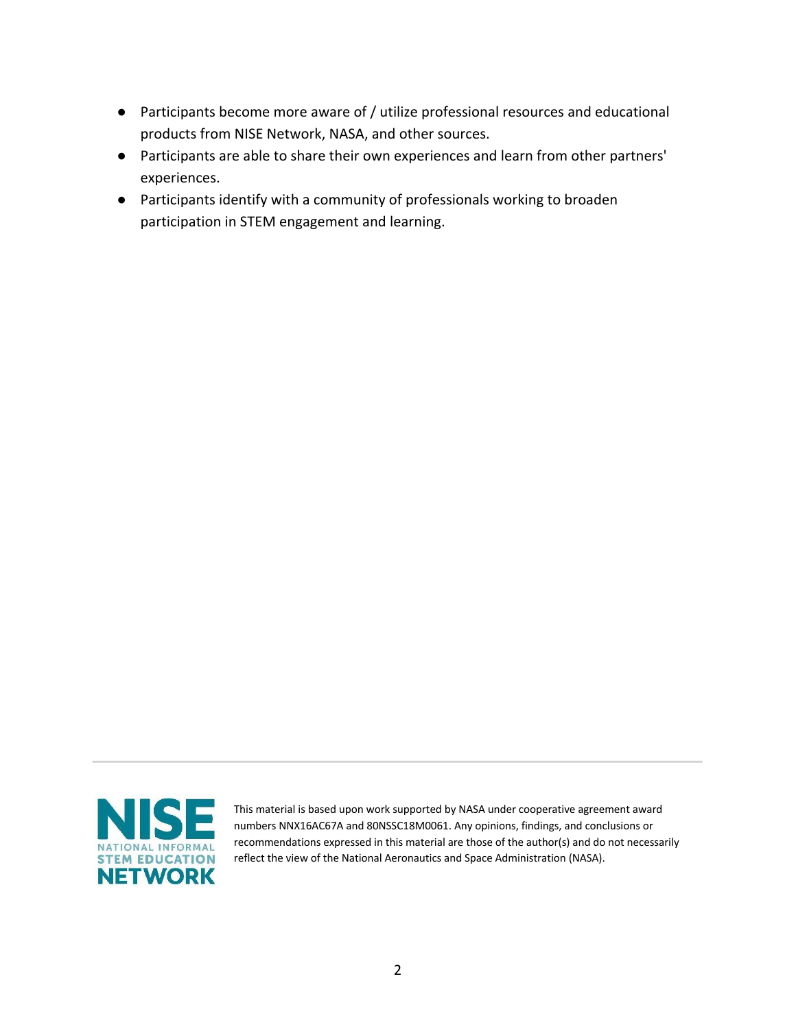- Participants become more aware of / utilize professional resources and educational products from NISE Network, NASA, and other sources.
- Participants are able to share their own experiences and learn from other partners' experiences.
- Participants identify with a community of professionals working to broaden participation in STEM engagement and learning.

---

NISE
NATIONAL INFORMAL
STEM EDUCATION
NETWORK

This material is based upon work supported by NASA under cooperative agreement award numbers NNX16AC67A and 80NSSC18M0061. Any opinions, findings, and conclusions or recommendations expressed in this material are those of the author(s) and do not necessarily reflect the view of the National Aeronautics and Space Administration (NASA).